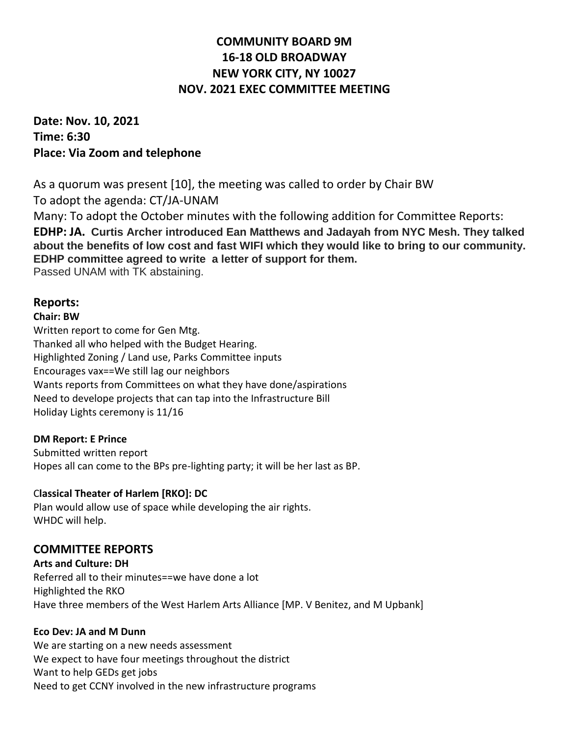# COMMUNITY BOARD 9M
# 16-18 OLD BROADWAY
# NEW YORK CITY, NY 10027
# NOV. 2021 EXEC COMMITTEE MEETING

**Date: Nov. 10, 2021**
**Time: 6:30**
**Place: Via Zoom and telephone**

As a quorum was present [10], the meeting was called to order by Chair BW

To adopt the agenda: CT/JA-UNAM

Many: To adopt the October minutes with the following addition for Committee Reports:

**EDHP: JA. Curtis Archer introduced Ean Matthews and Jadayah from NYC Mesh. They talked about the benefits of low cost and fast WIFI which they would like to bring to our community. EDHP committee agreed to write a letter of support for them.**

Passed UNAM with TK abstaining.

## Reports:

**Chair: BW**

Written report to come for Gen Mtg.
Thanked all who helped with the Budget Hearing.
Highlighted Zoning / Land use, Parks Committee inputs
Encourages vax==We still lag our neighbors
Wants reports from Committees on what they have done/aspirations
Need to develope projects that can tap into the Infrastructure Bill
Holiday Lights ceremony is 11/16

**DM Report: E Prince**

Submitted written report
Hopes all can come to the BPs pre-lighting party; it will be her last as BP.

**Classical Theater of Harlem [RKO]: DC**

Plan would allow use of space while developing the air rights.
WHDC will help.

## COMMITTEE REPORTS

**Arts and Culture: DH**

Referred all to their minutes==we have done a lot
Highlighted the RKO
Have three members of the West Harlem Arts Alliance [MP. V Benitez, and M Upbank]

**Eco Dev: JA and M Dunn**

We are starting on a new needs assessment
We expect to have four meetings throughout the district
Want to help GEDs get jobs
Need to get CCNY involved in the new infrastructure programs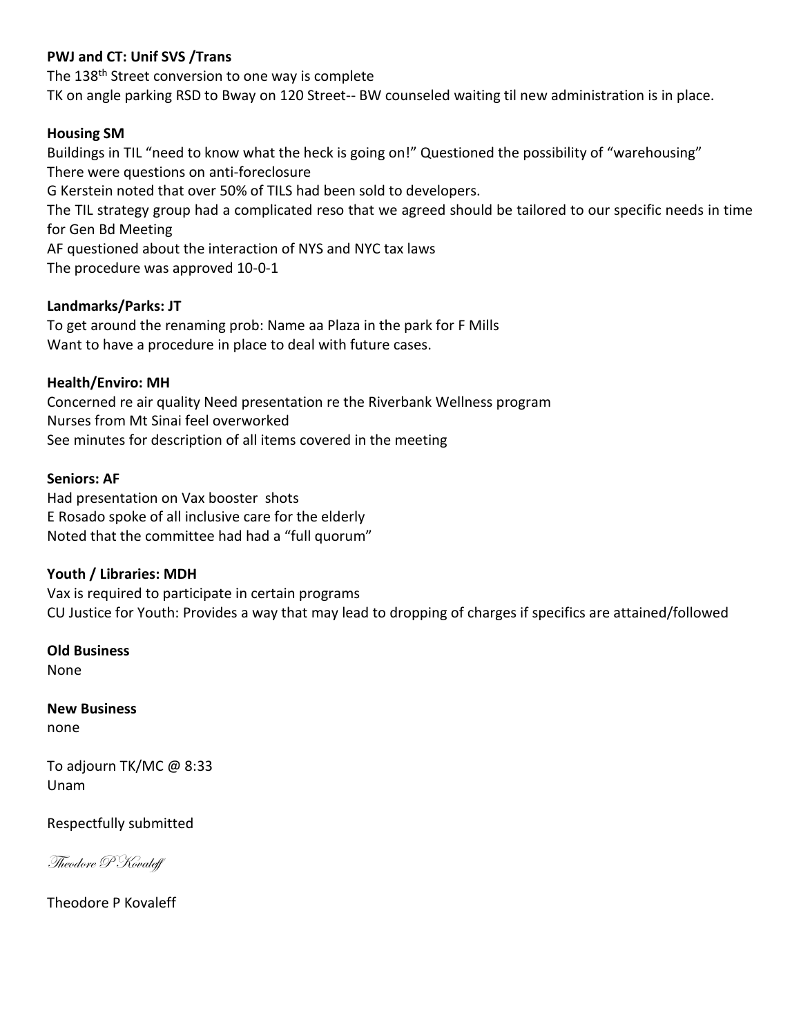**PWJ and CT: Unif SVS /Trans**

The 138th Street conversion to one way is complete
TK on angle parking RSD to Bway on 120 Street-- BW counseled waiting til new administration is in place.

**Housing SM**

Buildings in TIL "need to know what the heck is going on!" Questioned the possibility of "warehousing"
There were questions on anti-foreclosure
G Kerstein noted that over 50% of TILS had been sold to developers.
The TIL strategy group had a complicated reso that we agreed should be tailored to our specific needs in time for Gen Bd Meeting
AF questioned about the interaction of NYS and NYC tax laws
The procedure was approved 10-0-1

**Landmarks/Parks: JT**

To get around the renaming prob: Name aa Plaza in the park for F Mills
Want to have a procedure in place to deal with future cases.

**Health/Enviro: MH**

Concerned re air quality Need presentation re the Riverbank Wellness program
Nurses from Mt Sinai feel overworked
See minutes for description of all items covered in the meeting

**Seniors: AF**

Had presentation on Vax booster shots
E Rosado spoke of all inclusive care for the elderly
Noted that the committee had had a "full quorum"

**Youth / Libraries: MDH**

Vax is required to participate in certain programs
CU Justice for Youth: Provides a way that may lead to dropping of charges if specifics are attained/followed

**Old Business**

None

**New Business**

none

To adjourn TK/MC @ 8:33
Unam

Respectfully submitted

*Theodore P Kovaleff*

Theodore P Kovaleff